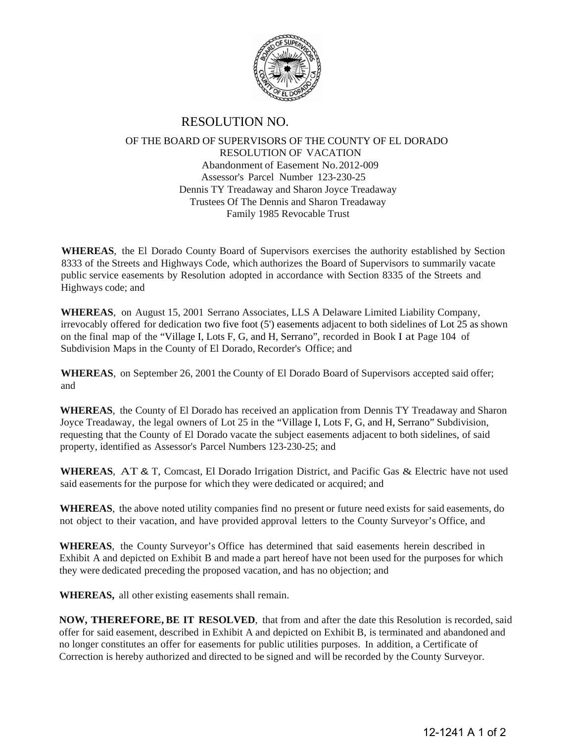# RESOLUTION NO.

OF THE BOARD OF SUPERVISORS OF THE COUNTY OF EL DORADO
RESOLUTION OF VACATION
Abandonment of Easement No. 2012-009
Assessor's Parcel Number 123-230-25
Dennis TY Treadaway and Sharon Joyce Treadaway
Trustees Of The Dennis and Sharon Treadaway
Family 1985 Revocable Trust

**WHEREAS**, the El Dorado County Board of Supervisors exercises the authority established by Section 8333 of the Streets and Highways Code, which authorizes the Board of Supervisors to summarily vacate public service easements by Resolution adopted in accordance with Section 8335 of the Streets and Highways code; and

**WHEREAS**, on August 15, 2001 Serrano Associates, LLS A Delaware Limited Liability Company, irrevocably offered for dedication two five foot (5') easements adjacent to both sidelines of Lot 25 as shown on the final map of the "Village I, Lots F, G, and H, Serrano", recorded in Book I at Page 104 of Subdivision Maps in the County of El Dorado, Recorder's Office; and

**WHEREAS**, on September 26, 2001 the County of El Dorado Board of Supervisors accepted said offer; and

**WHEREAS**, the County of El Dorado has received an application from Dennis TY Treadaway and Sharon Joyce Treadaway, the legal owners of Lot 25 in the "Village I, Lots F, G, and H, Serrano" Subdivision, requesting that the County of El Dorado vacate the subject easements adjacent to both sidelines, of said property, identified as Assessor's Parcel Numbers 123-230-25; and

**WHEREAS**, AT & T, Comcast, El Dorado Irrigation District, and Pacific Gas & Electric have not used said easements for the purpose for which they were dedicated or acquired; and

**WHEREAS**, the above noted utility companies find no present or future need exists for said easements, do not object to their vacation, and have provided approval letters to the County Surveyor's Office, and

**WHEREAS**, the County Surveyor's Office has determined that said easements herein described in Exhibit A and depicted on Exhibit B and made a part hereof have not been used for the purposes for which they were dedicated preceding the proposed vacation, and has no objection; and

**WHEREAS,** all other existing easements shall remain.

**NOW, THEREFORE, BE IT RESOLVED**, that from and after the date this Resolution is recorded, said offer for said easement, described in Exhibit A and depicted on Exhibit B, is terminated and abandoned and no longer constitutes an offer for easements for public utilities purposes. In addition, a Certificate of Correction is hereby authorized and directed to be signed and will be recorded by the County Surveyor.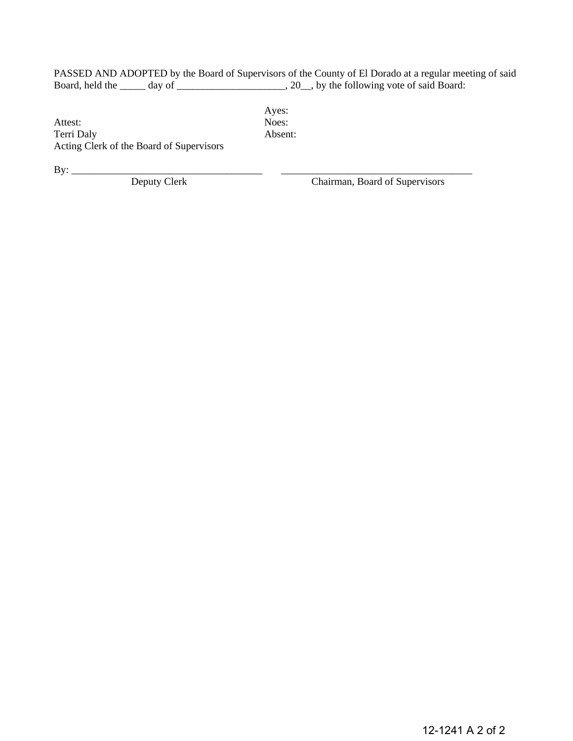PASSED AND ADOPTED by the Board of Supervisors of the County of El Dorado at a regular meeting of said Board, held the _____ day of _____________________, 20__, by the following vote of said Board:

Ayes:
Noes:
Absent:

Attest:
Terri Daly
Acting Clerk of the Board of Supervisors

By: ______________________________________
Deputy Clerk

______________________________________
Chairman, Board of Supervisors

12-1241 A 2 of 2